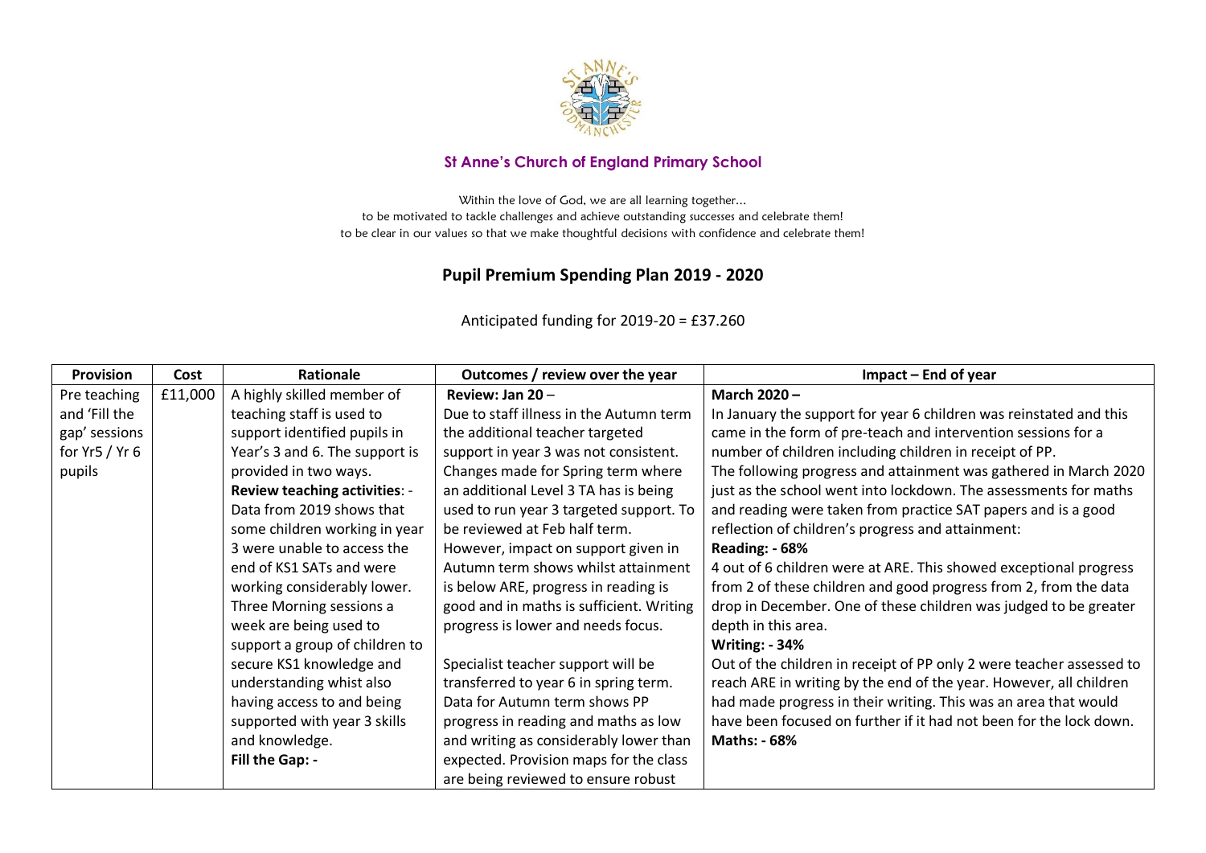## St Anne's Church of England Primary School

Within the love of God, we are all learning together...
to be motivated to tackle challenges and achieve outstanding successes and celebrate them!
to be clear in our values so that we make thoughtful decisions with confidence and celebrate them!

# Pupil Premium Spending Plan 2019 - 2020

Anticipated funding for 2019-20 = £37.260

| Provision | Cost | Rationale | Outcomes / review over the year | Impact – End of year |
|---|---|---|---|---|
| Pre teaching and 'Fill the gap' sessions for Yr5 / Yr 6 pupils | £11,000 | A highly skilled member of teaching staff is used to support identified pupils in Year's 3 and 6. The support is provided in two ways.<br>**Review teaching activities**: - Data from 2019 shows that some children working in year 3 were unable to access the end of KS1 SATs and were working considerably lower. Three Morning sessions a week are being used to support a group of children to secure KS1 knowledge and understanding whist also having access to and being supported with year 3 skills and knowledge.<br>**Fill the Gap: -** | **Review: Jan 20** –<br>Due to staff illness in the Autumn term the additional teacher targeted support in year 3 was not consistent. Changes made for Spring term where an additional Level 3 TA has is being used to run year 3 targeted support. To be reviewed at Feb half term. However, impact on support given in Autumn term shows whilst attainment is below ARE, progress in reading is good and in maths is sufficient. Writing progress is lower and needs focus.<br><br>Specialist teacher support will be transferred to year 6 in spring term. Data for Autumn term shows PP progress in reading and maths as low and writing as considerably lower than expected. Provision maps for the class are being reviewed to ensure robust | **March 2020 –**<br>In January the support for year 6 children was reinstated and this came in the form of pre-teach and intervention sessions for a number of children including children in receipt of PP.<br>The following progress and attainment was gathered in March 2020 just as the school went into lockdown. The assessments for maths and reading were taken from practice SAT papers and is a good reflection of children's progress and attainment:<br>**Reading: - 68%**<br>4 out of 6 children were at ARE. This showed exceptional progress from 2 of these children and good progress from 2, from the data drop in December. One of these children was judged to be greater depth in this area.<br>**Writing: - 34%**<br>Out of the children in receipt of PP only 2 were teacher assessed to reach ARE in writing by the end of the year. However, all children had made progress in their writing. This was an area that would have been focused on further if it had not been for the lock down.<br>**Maths: - 68%** |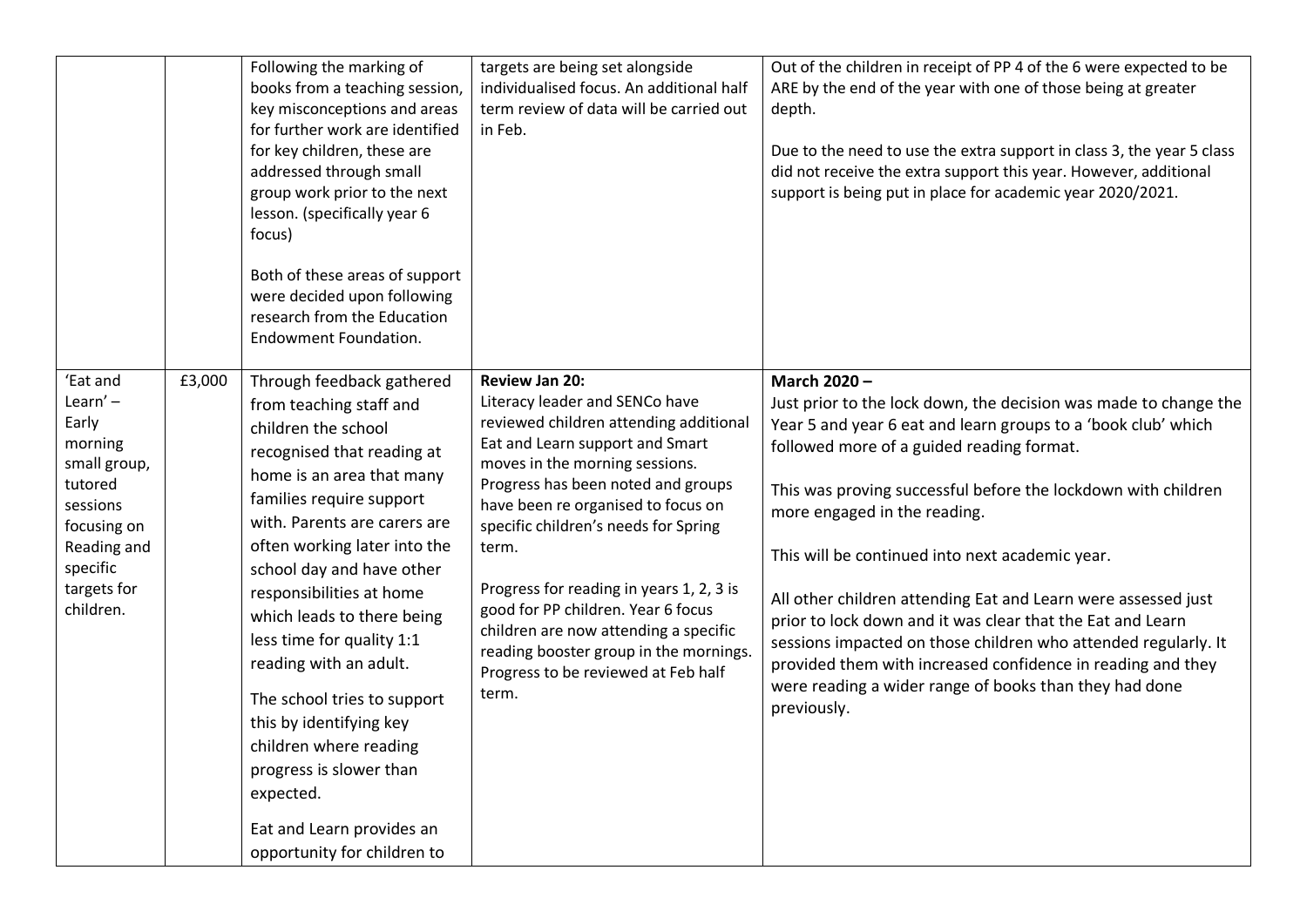| | | | | |
|---|---|---|---|---|
| | | Following the marking of books from a teaching session, key misconceptions and areas for further work are identified for key children, these are addressed through small group work prior to the next lesson. (specifically year 6 focus)<br><br>Both of these areas of support were decided upon following research from the Education Endowment Foundation. | targets are being set alongside individualised focus. An additional half term review of data will be carried out in Feb. | Out of the children in receipt of PP 4 of the 6 were expected to be ARE by the end of the year with one of those being at greater depth.<br><br>Due to the need to use the extra support in class 3, the year 5 class did not receive the extra support this year. However, additional support is being put in place for academic year 2020/2021. |
| 'Eat and Learn' – Early morning small group, tutored sessions focusing on Reading and specific targets for children. | £3,000 | Through feedback gathered from teaching staff and children the school recognised that reading at home is an area that many families require support with. Parents are carers are often working later into the school day and have other responsibilities at home which leads to there being less time for quality 1:1 reading with an adult.<br><br>The school tries to support this by identifying key children where reading progress is slower than expected.<br><br>Eat and Learn provides an opportunity for children to | **Review Jan 20:**<br>Literacy leader and SENCo have reviewed children attending additional Eat and Learn support and Smart moves in the morning sessions. Progress has been noted and groups have been re organised to focus on specific children's needs for Spring term.<br><br>Progress for reading in years 1, 2, 3 is good for PP children. Year 6 focus children are now attending a specific reading booster group in the mornings. Progress to be reviewed at Feb half term. | **March 2020 –**<br>Just prior to the lock down, the decision was made to change the Year 5 and year 6 eat and learn groups to a 'book club' which followed more of a guided reading format.<br><br>This was proving successful before the lockdown with children more engaged in the reading.<br><br>This will be continued into next academic year.<br><br>All other children attending Eat and Learn were assessed just prior to lock down and it was clear that the Eat and Learn sessions impacted on those children who attended regularly. It provided them with increased confidence in reading and they were reading a wider range of books than they had done previously. |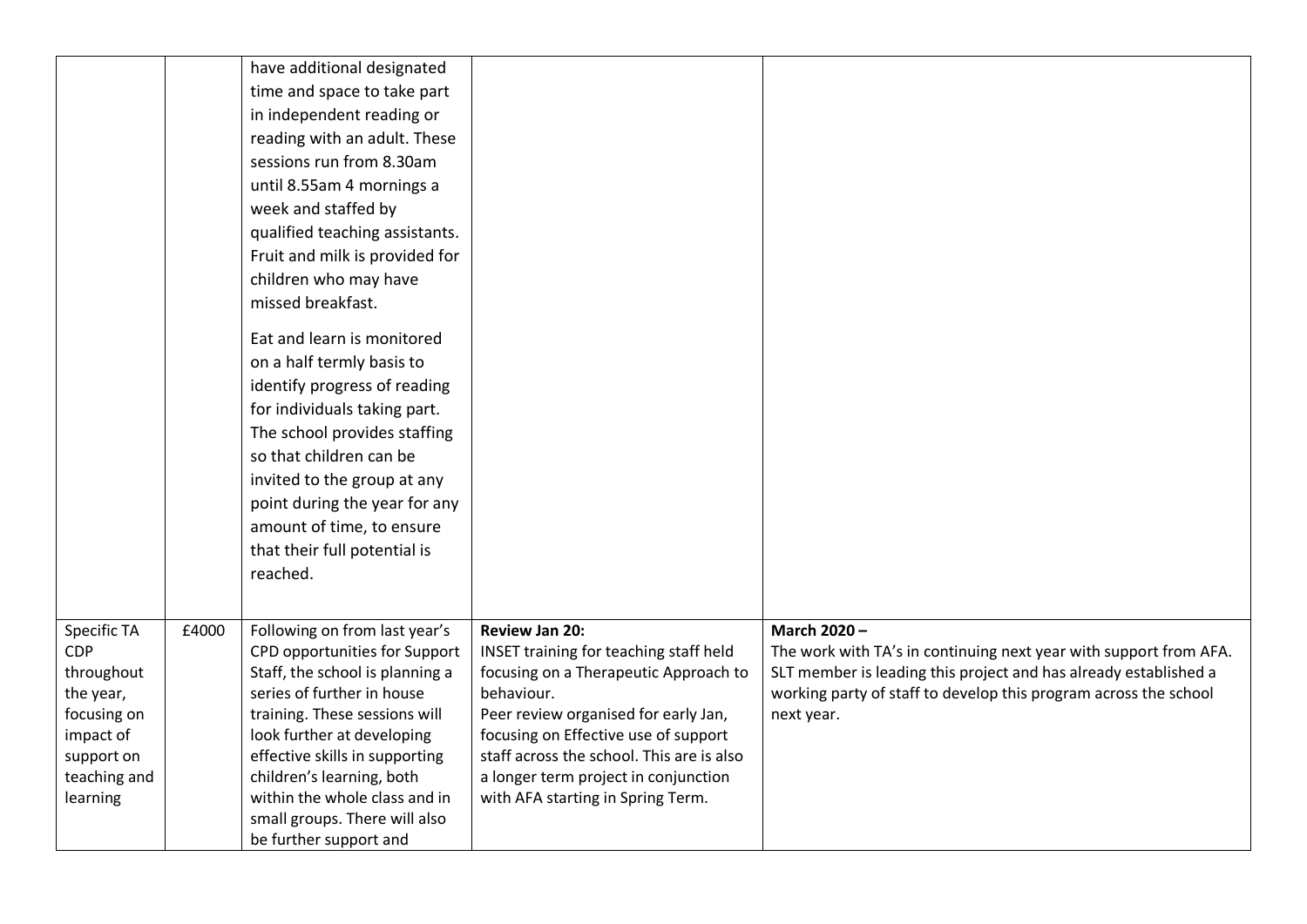|  |  |  |  |  |
|---|---|---|---|---|
|  |  | have additional designated time and space to take part in independent reading or reading with an adult. These sessions run from 8.30am until 8.55am 4 mornings a week and staffed by qualified teaching assistants. Fruit and milk is provided for children who may have missed breakfast.<br><br>Eat and learn is monitored on a half termly basis to identify progress of reading for individuals taking part. The school provides staffing so that children can be invited to the group at any point during the year for any amount of time, to ensure that their full potential is reached. |  |  |
| Specific TA CDP throughout the year, focusing on impact of support on teaching and learning | £4000 | Following on from last year's CPD opportunities for Support Staff, the school is planning a series of further in house training. These sessions will look further at developing effective skills in supporting children's learning, both within the whole class and in small groups. There will also be further support and | **Review Jan 20:**<br>INSET training for teaching staff held focusing on a Therapeutic Approach to behaviour.<br>Peer review organised for early Jan, focusing on Effective use of support staff across the school. This are is also a longer term project in conjunction with AFA starting in Spring Term. | **March 2020 –**<br>The work with TA's in continuing next year with support from AFA. SLT member is leading this project and has already established a working party of staff to develop this program across the school next year. |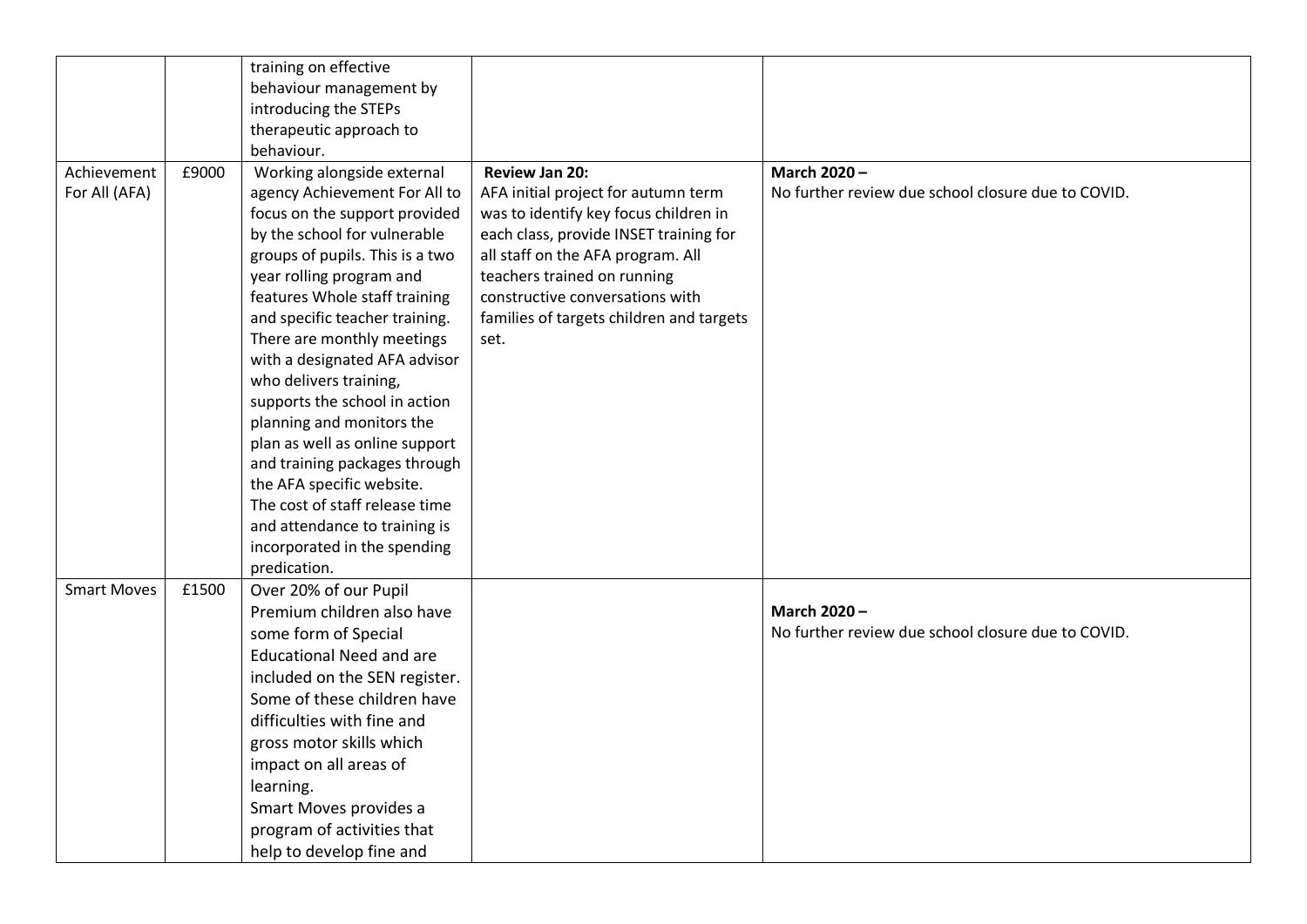| | | | | |
|---|---|---|---|---|
| | | training on effective behaviour management by introducing the STEPs therapeutic approach to behaviour. | | |
| Achievement For All (AFA) | £9000 | Working alongside external agency Achievement For All to focus on the support provided by the school for vulnerable groups of pupils. This is a two year rolling program and features Whole staff training and specific teacher training. There are monthly meetings with a designated AFA advisor who delivers training, supports the school in action planning and monitors the plan as well as online support and training packages through the AFA specific website. The cost of staff release time and attendance to training is incorporated in the spending predication. | **Review Jan 20:** AFA initial project for autumn term was to identify key focus children in each class, provide INSET training for all staff on the AFA program. All teachers trained on running constructive conversations with families of targets children and targets set. | **March 2020 –** No further review due school closure due to COVID. |
| Smart Moves | £1500 | Over 20% of our Pupil Premium children also have some form of Special Educational Need and are included on the SEN register. Some of these children have difficulties with fine and gross motor skills which impact on all areas of learning. Smart Moves provides a program of activities that help to develop fine and | | **March 2020 –** No further review due school closure due to COVID. |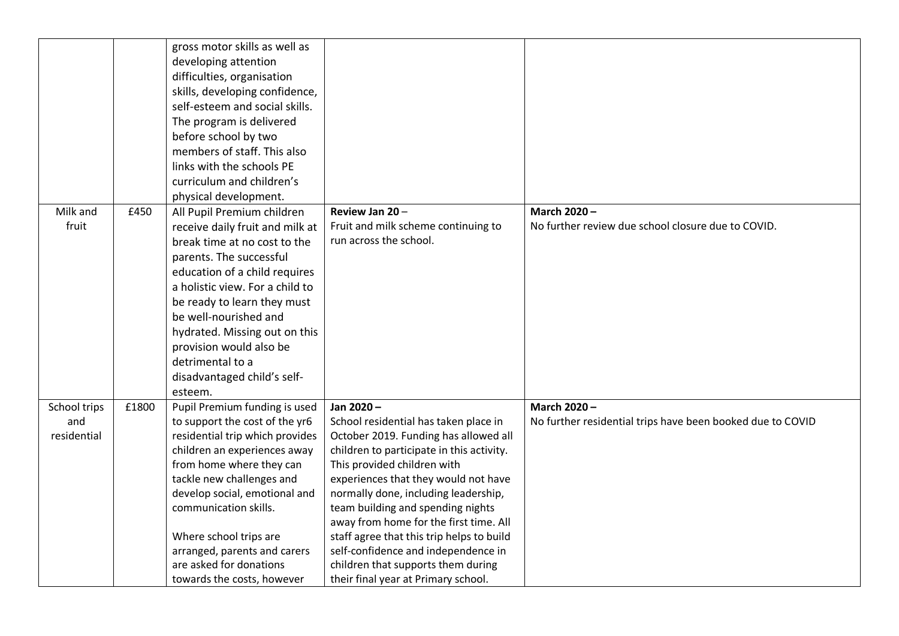| | | | | |
|---|---|---|---|---|
| | | gross motor skills as well as developing attention difficulties, organisation skills, developing confidence, self-esteem and social skills. The program is delivered before school by two members of staff. This also links with the schools PE curriculum and children's physical development. | | |
| Milk and fruit | £450 | All Pupil Premium children receive daily fruit and milk at break time at no cost to the parents. The successful education of a child requires a holistic view. For a child to be ready to learn they must be well-nourished and hydrated. Missing out on this provision would also be detrimental to a disadvantaged child's self-esteem. | **Review Jan 20** – Fruit and milk scheme continuing to run across the school. | **March 2020 –** No further review due school closure due to COVID. |
| School trips and residential | £1800 | Pupil Premium funding is used to support the cost of the yr6 residential trip which provides children an experiences away from home where they can tackle new challenges and develop social, emotional and communication skills. <br><br> Where school trips are arranged, parents and carers are asked for donations towards the costs, however | **Jan 2020 –** School residential has taken place in October 2019. Funding has allowed all children to participate in this activity. This provided children with experiences that they would not have normally done, including leadership, team building and spending nights away from home for the first time. All staff agree that this trip helps to build self-confidence and independence in children that supports them during their final year at Primary school. | **March 2020 –** No further residential trips have been booked due to COVID |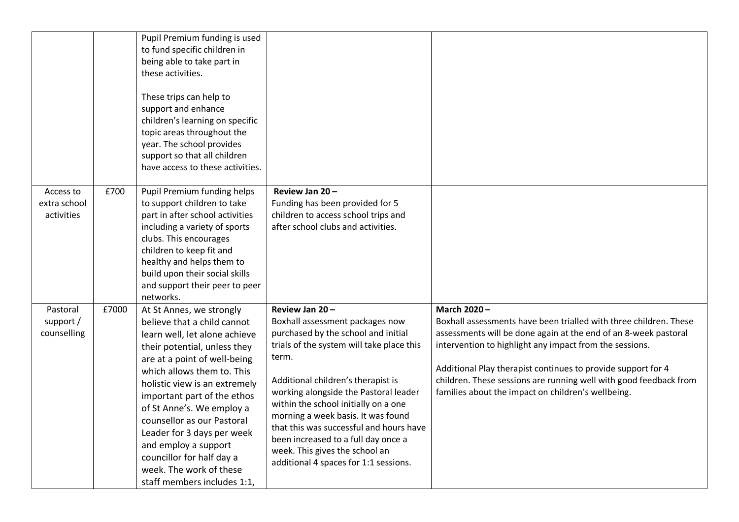| | | | | |
|---|---|---|---|---|
| | | Pupil Premium funding is used to fund specific children in being able to take part in these activities.<br><br>These trips can help to support and enhance children's learning on specific topic areas throughout the year. The school provides support so that all children have access to these activities. | | |
| Access to extra school activities | £700 | Pupil Premium funding helps to support children to take part in after school activities including a variety of sports clubs. This encourages children to keep fit and healthy and helps them to build upon their social skills and support their peer to peer networks. | **Review Jan 20 –**<br>Funding has been provided for 5 children to access school trips and after school clubs and activities. | |
| Pastoral support / counselling | £7000 | At St Annes, we strongly believe that a child cannot learn well, let alone achieve their potential, unless they are at a point of well-being which allows them to. This holistic view is an extremely important part of the ethos of St Anne's. We employ a counsellor as our Pastoral Leader for 3 days per week and employ a support councillor for half day a week. The work of these staff members includes 1:1, | **Review Jan 20 –**<br>Boxhall assessment packages now purchased by the school and initial trials of the system will take place this term.<br><br>Additional children's therapist is working alongside the Pastoral leader within the school initially on a one morning a week basis. It was found that this was successful and hours have been increased to a full day once a week. This gives the school an additional 4 spaces for 1:1 sessions. | **March 2020 –**<br>Boxhall assessments have been trialled with three children. These assessments will be done again at the end of an 8-week pastoral intervention to highlight any impact from the sessions.<br><br>Additional Play therapist continues to provide support for 4 children. These sessions are running well with good feedback from families about the impact on children's wellbeing. |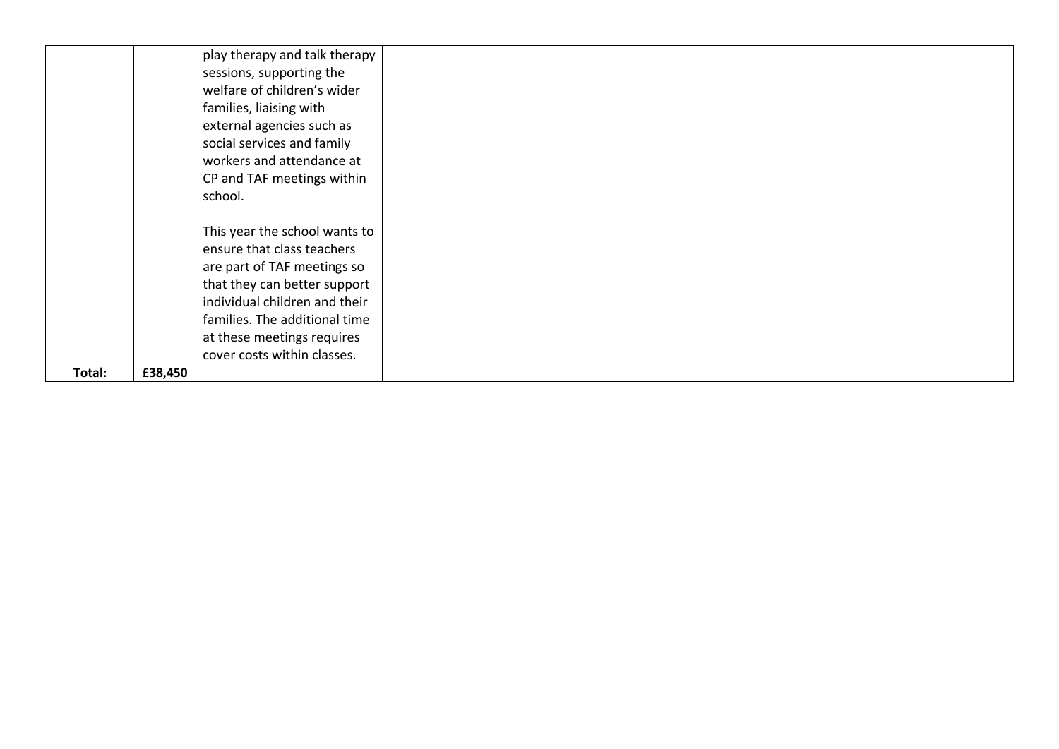| | | | | |
|---|---|---|---|---|
| | | play therapy and talk therapy sessions, supporting the welfare of children's wider families, liaising with external agencies such as social services and family workers and attendance at CP and TAF meetings within school.<br><br>This year the school wants to ensure that class teachers are part of TAF meetings so that they can better support individual children and their families. The additional time at these meetings requires cover costs within classes. | | |
| **Total:** | **£38,450** | | | |